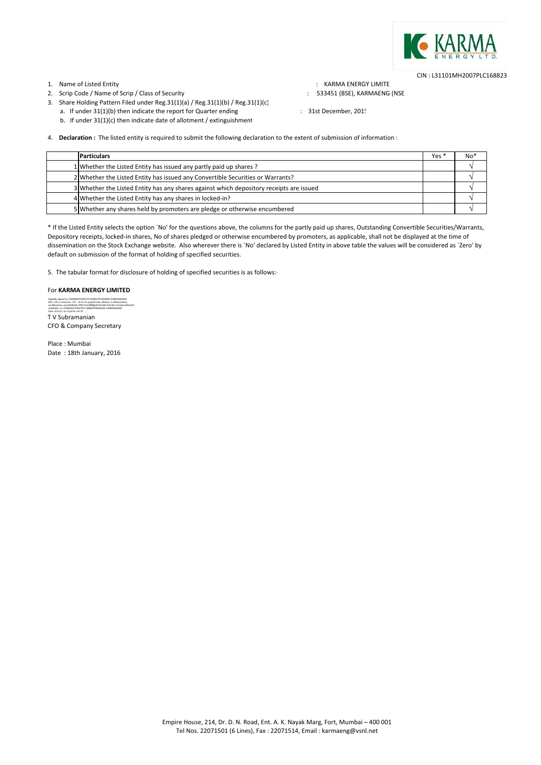CIN : L31101MH2007PLC168823

1. Name of Listed Entity : KARMA ENERGY LIMITE
2. Scrip Code / Name of Scrip / Class of Security : 533451 (BSE), KARMAENG (NSE
3. Share Holding Pattern Filed under Reg.31(1)(a) / Reg.31(1)(b) / Reg.31(1)(c)
   a. If under 31(1)(b) then indicate the report for Quarter ending : 31st December, 201!
   b. If under 31(1)(c) then indicate date of allotment / extinguishment
4. **Declaration :** The listed entity is required to submit the following declaration to the extent of submission of information :

| | Particulars | Yes * | No* |
|---|---|---|---|
| 1 | Whether the Listed Entity has issued any partly paid up shares ? | | √ |
| 2 | Whether the Listed Entity has issued any Convertible Securities or Warrants? | | √ |
| 3 | Whether the Listed Entity has any shares against which depository receipts are issued | | √ |
| 4 | Whether the Listed Entity has any shares in locked-in? | | √ |
| 5 | Whether any shares held by promoters are pledge or otherwise encumbered | | √ |

* If the Listed Entity selects the option `No' for the questions above, the columns for the partly paid up shares, Outstanding Convertible Securities/Warrants, Depository receipts, locked-in shares, No of shares pledged or otherwise encumbered by promoters, as applicable, shall not be displayed at the time of dissemination on the Stock Exchange website. Also wherever there is `No' declared by Listed Entity in above table the values will be considered as `Zero' by default on submission of the format of holding of specified securities.

5. The tabular format for disclosure of holding of specified securities is as follows:-

For **KARMA ENERGY LIMITED**

T V Subramanian
CFO & Company Secretary

Place : Mumbai
Date : 18th January, 2016

Empire House, 214, Dr. D. N. Road, Ent. A. K. Nayak Marg, Fort, Mumbai – 400 001
Tel Nos. 22071501 (6 Lines), Fax : 22071514, Email : karmaeng@vsnl.net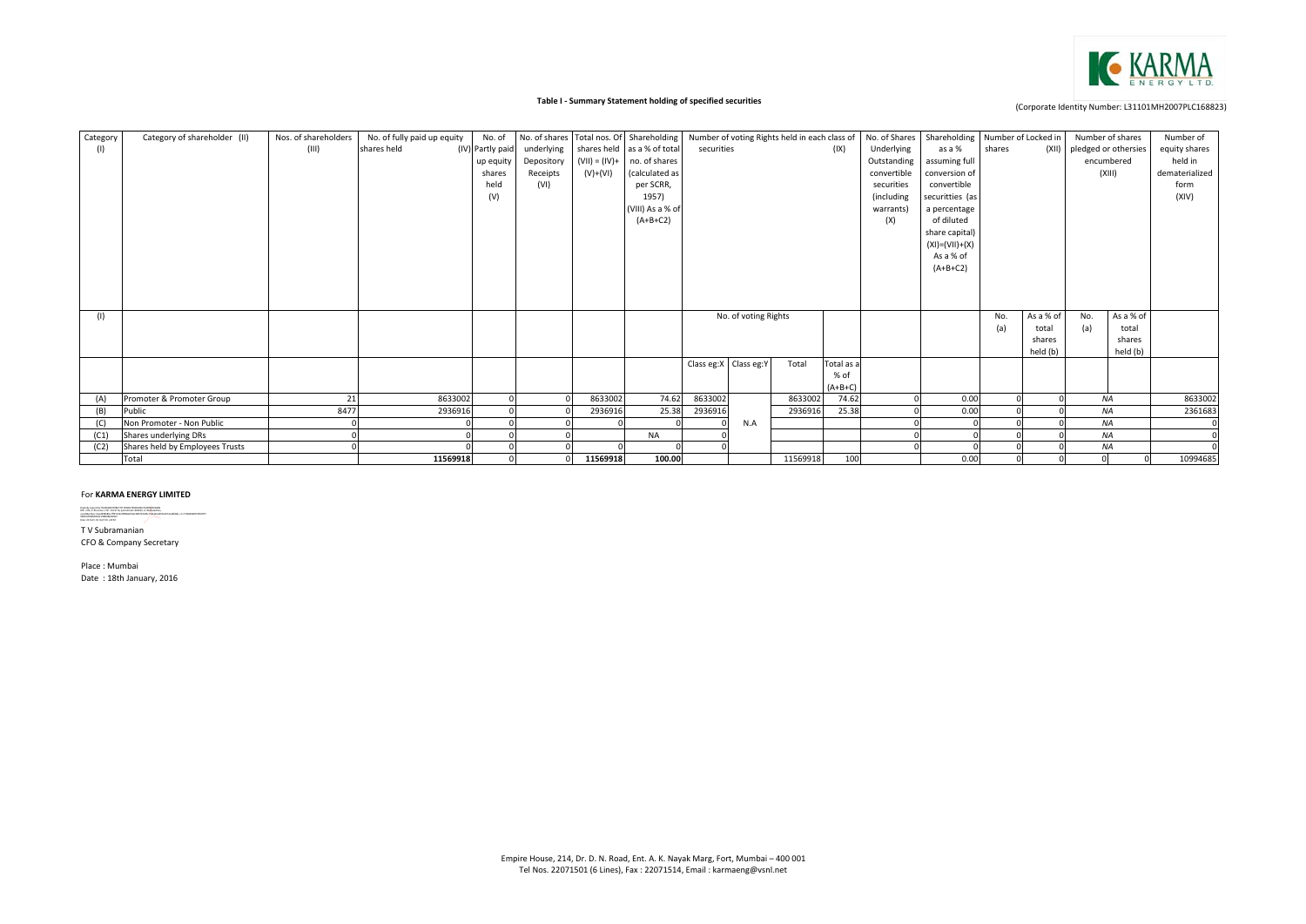KARMA ENERGY LTD.

### Table I - Summary Statement holding of specified securities

(Corporate Identity Number: L31101MH2007PLC168823)

| Category (I) | Category of shareholder (II) | Nos. of shareholders (III) | No. of fully paid up equity shares held (IV) | No. of Partly paid up equity shares held (V) | No. of shares underlying Depository Receipts (VI) | Total nos. Of shares held (VII) = (IV)+(V)+(VI) | Shareholding as a % of total no. of shares (calculated as per SCRR, 1957) (VIII) As a % of (A+B+C2) | Number of voting Rights held in each class of securities (IX) | | | | No. of Shares Underlying Outstanding convertible securities (including warrants) (X) | Shareholding as a % assuming full conversion of convertible securitties (as a percentage of diluted share capital) (XI)=(VII)+(X) As a % of (A+B+C2) | Number of Locked in shares (XII) | | Number of shares pledged or othersies encumbered (XIII) | | Number of equity shares held in dematerialized form (XIV) |
|---|---|---|---|---|---|---|---|---|---|---|---|---|---|---|---|---|---|---|
| (I) | | | | | | | | No. of voting Rights | | | | | | No. (a) | As a % of total shares held (b) | No. (a) | As a % of total shares held (b) | |
| | | | | | | | | Class eg:X | Class eg:Y | Total | Total as a % of (A+B+C) | | | | | | | |
| (A) | Promoter & Promoter Group | 21 | 8633002 | 0 | 0 | 8633002 | 74.62 | 8633002 | | 8633002 | 74.62 | 0 | 0.00 | 0 | 0 | NA | | 8633002 |
| (B) | Public | 8477 | 2936916 | 0 | 0 | 2936916 | 25.38 | 2936916 | | 2936916 | 25.38 | 0 | 0.00 | 0 | 0 | NA | | 2361683 |
| (C) | Non Promoter - Non Public | 0 | 0 | 0 | 0 | 0 | 0 | 0 | N.A | | | 0 | 0 | 0 | 0 | NA | | 0 |
| (C1) | Shares underlying DRs | 0 | 0 | 0 | 0 | | NA | 0 | | | | 0 | 0 | 0 | 0 | NA | | 0 |
| (C2) | Shares held by Employees Trusts | 0 | 0 | 0 | 0 | 0 | 0 | 0 | | | | 0 | 0 | 0 | 0 | NA | | 0 |
| | Total | | 11569918 | 0 | 0 | 11569918 | 100.00 | | | 11569918 | 100 | | 0.00 | 0 | 0 | 0 | 0 | 10994685 |

For **KARMA ENERGY LIMITED**

T V Subramanian
CFO & Company Secretary

Place : Mumbai
Date : 18th January, 2016

Empire House, 214, Dr. D. N. Road, Ent. A. K. Nayak Marg, Fort, Mumbai – 400 001
Tel Nos. 22071501 (6 Lines), Fax : 22071514, Email : karmaeng@vsnl.net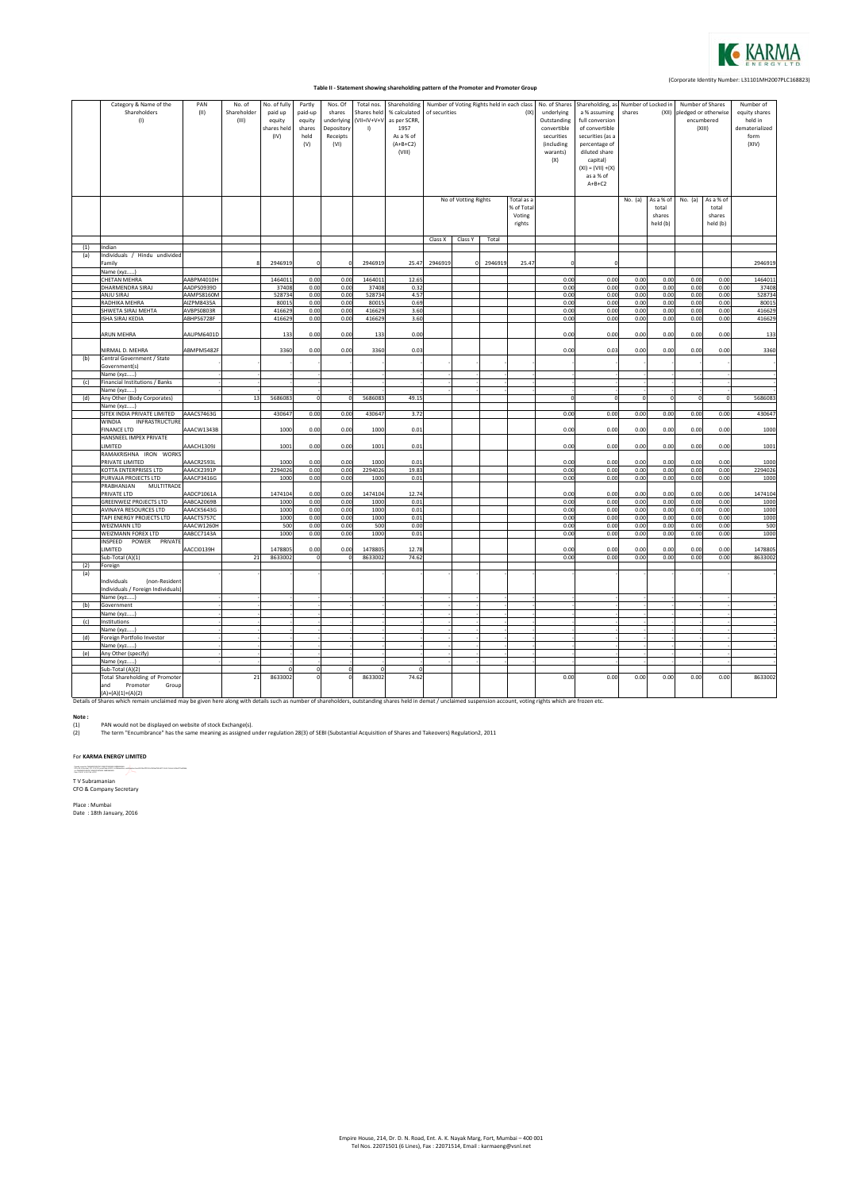(Corporate Identity Number: L31101MH2007PLC168823)

**Table II - Statement showing shareholding pattern of the Promoter and Promoter Group**

| | Category & Name of the Shareholders (I) | PAN (II) | No. of Shareholder (III) | No. of fully paid up equity shares held (IV) | Partly paid-up equity shares held (V) | Nos. Of shares underlying Depository Receipts (VI) | Total nos. Shares held (VII=IV+V+VI) | Shareholding % calculated as per SCRR, 1957 As a % of (A+B+C2) (VIII) | Number of Voting Rights held in each class of securities (IX) | | | | No. of Shares underlying Outstanding convertible securities (including warants) (X) | Shareholding, as a % assuming full conversion of convertible securities (as a percentage of diluted share capital) (XI) = (VII) +(X) as a % of A+B+C2 | Number of Locked in shares (XII) | | Number of Shares pledged or otherwise encumbered (XIII) | | Number of equity shares held in dematerialized form (XIV) |
|---|---|---|---|---|---|---|---|---|---|---|---|---|---|---|---|---|---|---|---|
| | | | | | | | | | No of Votting Rights | | | Total as a % of Total Voting rights | | | No. (a) | As a % of total shares held (b) | No. (a) | As a % of total shares held (b) | |
| | | | | | | | | | Class X | Class Y | Total | | | | | | | | |
| (1) | Indian | | | | | | | | | | | | | | | | | | |
| (a) | Individuals / Hindu undivided Family | | 8 | 2946919 | 0 | 0 | 2946919 | 25.47 | 2946919 | 0 | 2946919 | 25.47 | 0 | 0 | | | | | 2946919 |
| | Name (xyz.....) | | | | | | | | | | | | | | | | | | |
| | CHETAN MEHRA | AABPM4010H | | 1464011 | 0.00 | 0.00 | 1464011 | 12.65 | | | | | 0.00 | 0.00 | 0.00 | 0.00 | 0.00 | 0.00 | 1464011 |
| | DHARMENDRA SIRAJ | AADPS0939D | | 37408 | 0.00 | 0.00 | 37408 | 0.32 | | | | | 0.00 | 0.00 | 0.00 | 0.00 | 0.00 | 0.00 | 37408 |
| | ANJU SIRAJ | AAMPS8160M | | 528734 | 0.00 | 0.00 | 528734 | 4.57 | | | | | 0.00 | 0.00 | 0.00 | 0.00 | 0.00 | 0.00 | 528734 |
| | RADHIKA MEHRA | AIZPM8435A | | 80015 | 0.00 | 0.00 | 80015 | 0.69 | | | | | 0.00 | 0.00 | 0.00 | 0.00 | 0.00 | 0.00 | 80015 |
| | SHWETA SIRAJ MEHTA | AVBPS0803R | | 416629 | 0.00 | 0.00 | 416629 | 3.60 | | | | | 0.00 | 0.00 | 0.00 | 0.00 | 0.00 | 0.00 | 416629 |
| | ISHA SIRAJ KEDIA | ABHPS6728F | | 416629 | 0.00 | 0.00 | 416629 | 3.60 | | | | | 0.00 | 0.00 | 0.00 | 0.00 | 0.00 | 0.00 | 416629 |
| | ARUN MEHRA | AAUPM6401D | | 133 | 0.00 | 0.00 | 133 | 0.00 | | | | | 0.00 | 0.00 | 0.00 | 0.00 | 0.00 | 0.00 | 133 |
| | NIRMAL D. MEHRA | ABMPM5482F | | 3360 | 0.00 | 0.00 | 3360 | 0.03 | | | | | 0.00 | 0.03 | 0.00 | 0.00 | 0.00 | 0.00 | 3360 |
| (b) | Central Government / State Government(s) | | - | - | - | - | - | - | - | - | - | - | - | - | - | - | - | - | - |
| | Name (xyz.....) | | - | - | - | - | - | - | - | - | - | - | - | - | - | - | - | - | - |
| (c) | Financial Institutions / Banks | | - | - | - | - | - | - | - | - | - | - | - | - | - | - | - | - | - |
| | Name (xyz.....) | | - | - | - | - | - | - | - | - | - | - | - | - | - | - | - | - | - |
| (d) | Any Other (Body Corporates) | | 13 | 5686083 | 0 | 0 | 5686083 | 49.15 | | | | | 0 | 0 | 0 | 0 | 0 | 0 | 5686083 |
| | Name (xyz.....) | | | | | | | | | | | | | | | | | | |
| | SITEX INDIA PRIVATE LIMITED | AAACS7463G | | 430647 | 0.00 | 0.00 | 430647 | 3.72 | | | | | 0.00 | 0.00 | 0.00 | 0.00 | 0.00 | 0.00 | 430647 |
| | WINDIA INFRASTRUCTURE FINANCE LTD | AAACW1343B | | 1000 | 0.00 | 0.00 | 1000 | 0.01 | | | | | 0.00 | 0.00 | 0.00 | 0.00 | 0.00 | 0.00 | 1000 |
| | HANSNEEL IMPEX PRIVATE LIMITED | AAACH1309J | | 1001 | 0.00 | 0.00 | 1001 | 0.01 | | | | | 0.00 | 0.00 | 0.00 | 0.00 | 0.00 | 0.00 | 1001 |
| | RAMAKRISHNA IRON WORKS PRIVATE LIMITED | AAACR2593L | | 1000 | 0.00 | 0.00 | 1000 | 0.01 | | | | | 0.00 | 0.00 | 0.00 | 0.00 | 0.00 | 0.00 | 1000 |
| | KOTTA ENTERPRISES LTD | AAACK2391P | | 2294026 | 0.00 | 0.00 | 2294026 | 19.83 | | | | | 0.00 | 0.00 | 0.00 | 0.00 | 0.00 | 0.00 | 2294026 |
| | PURVAJA PROJECTS LTD | AAACP3416G | | 1000 | 0.00 | 0.00 | 1000 | 0.01 | | | | | 0.00 | 0.00 | 0.00 | 0.00 | 0.00 | 0.00 | 1000 |
| | PRABHANJAN MULTITRADE PRIVATE LTD | AADCP1061A | | 1474104 | 0.00 | 0.00 | 1474104 | 12.74 | | | | | 0.00 | 0.00 | 0.00 | 0.00 | 0.00 | 0.00 | 1474104 |
| | GREENWEIZ PROJECTS LTD | AABCA2069B | | 1000 | 0.00 | 0.00 | 1000 | 0.01 | | | | | 0.00 | 0.00 | 0.00 | 0.00 | 0.00 | 0.00 | 1000 |
| | AVINAYA RESOURCES LTD | AAACK5643G | | 1000 | 0.00 | 0.00 | 1000 | 0.01 | | | | | 0.00 | 0.00 | 0.00 | 0.00 | 0.00 | 0.00 | 1000 |
| | TAPI ENERGY PROJECTS LTD | AAACT5757C | | 1000 | 0.00 | 0.00 | 1000 | 0.01 | | | | | 0.00 | 0.00 | 0.00 | 0.00 | 0.00 | 0.00 | 1000 |
| | WEIZMANN LTD | AAACW1260H | | 500 | 0.00 | 0.00 | 500 | 0.00 | | | | | 0.00 | 0.00 | 0.00 | 0.00 | 0.00 | 0.00 | 500 |
| | WEIZMANN FOREX LTD | AABCC7143A | | 1000 | 0.00 | 0.00 | 1000 | 0.01 | | | | | 0.00 | 0.00 | 0.00 | 0.00 | 0.00 | 0.00 | 1000 |
| | INSPEED POWER PRIVATE LIMITED | AACCI0139H | | 1478805 | 0.00 | 0.00 | 1478805 | 12.78 | | | | | 0.00 | 0.00 | 0.00 | 0.00 | 0.00 | 0.00 | 1478805 |
| | Sub-Total (A)(1) | | 21 | 8633002 | 0 | 0 | 8633002 | 74.62 | | | | | 0.00 | 0.00 | 0.00 | 0.00 | 0.00 | 0.00 | 8633002 |
| (2) | Foreign | | | | | | | | | | | | | | | | | | |
| (a) | Individuals (non-Resident Individuals / Foreign Individuals) | | | | | | | | | | | | | | | | | | |
| | Name (xyz.....) | | - | - | - | - | - | - | - | - | - | - | - | - | - | - | - | - | - |
| (b) | Government | | - | - | - | - | - | - | - | - | - | - | - | - | - | - | - | - | - |
| | Name (xyz.....) | | - | - | - | - | - | - | - | - | - | - | - | - | - | - | - | - | - |
| (c) | Institutions | | - | - | - | - | - | - | - | - | - | - | - | - | - | - | - | - | - |
| | Name (xyz.....) | | - | - | - | - | - | - | - | - | - | - | - | - | - | - | - | - | - |
| (d) | Foreign Portfolio Investor | | - | - | - | - | - | - | - | - | - | - | - | - | - | - | - | - | - |
| | Name (xyz.....) | | - | - | - | - | - | - | - | - | - | - | - | - | - | - | - | - | - |
| (e) | Any Other (specify) | | - | - | - | - | - | - | - | - | - | - | - | - | - | - | - | - | - |
| | Name (xyz.....) | | - | - | - | - | - | - | - | - | - | - | - | - | - | - | - | - | - |
| | Sub-Total (A)(2) | | - | 0 | 0 | 0 | 0 | 0 | | | | | | | | | | | |
| | Total Shareholding of Promoter and Promoter Group (A)=(A)(1)+(A)(2) | | 21 | 8633002 | 0 | 0 | 8633002 | 74.62 | | | | | 0.00 | 0.00 | 0.00 | 0.00 | 0.00 | 0.00 | 8633002 |

Details of Shares which remain unclaimed may be given here along with details such as number of shareholders, outstanding shares held in demat / unclaimed suspension account, voting rights which are frozen etc.

**Note :**

(1) PAN would not be displayed on website of stock Exchange(s).

(2) The term "Encumbrance" has the same meaning as assigned under regulation 28(3) of SEBI (Substantial Acquisition of Shares and Takeovers) Regulation2, 2011

For **KARMA ENERGY LIMITED**

T V Subramanian
CFO & Company Secretary

Place : Mumbai
Date : 18th January, 2016

Empire House, 214, Dr. D. N. Road, Ent. A. K. Nayak Marg, Fort, Mumbai – 400 001
Tel Nos. 22071501 (6 Lines), Fax : 22071514, Email : karmaeng@vsnl.net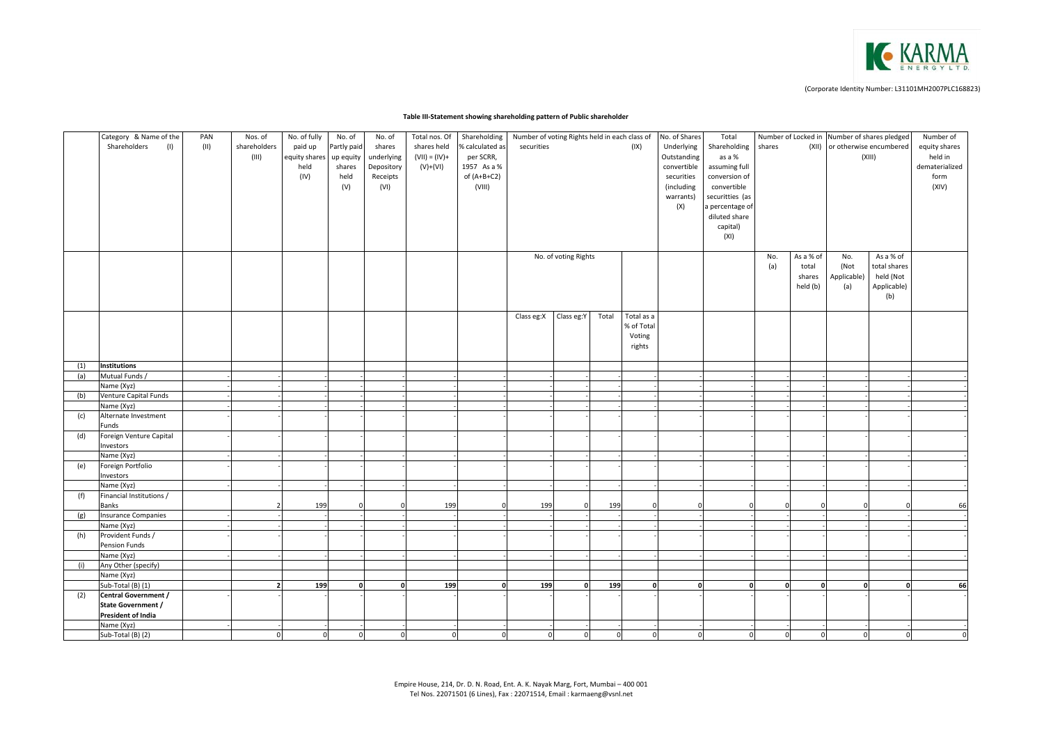(Corporate Identity Number: L31101MH2007PLC168823)

**Table III-Statement showing shareholding pattern of Public shareholder**

| | Category & Name of the Shareholders (I) | PAN (II) | Nos. of shareholders (III) | No. of fully paid up equity shares held (IV) | No. of Partly paid up equity shares held (V) | No. of shares underlying Depository Receipts (VI) | Total nos. Of shares held (VII) = (IV)+ (V)+(VI) | Shareholding % calculated as per SCRR, 1957 As a % of (A+B+C2) (VIII) | Number of voting Rights held in each class of securities (IX) | | | | No. of Shares Underlying Outstanding convertible securities (including warrants) (X) | Total Shareholding as a % assuming full conversion of convertible securitties (as a percentage of diluted share capital) (XI) | Number of Locked in shares (XII) | | Number of shares pledged or otherwise encumbered (XIII) | | Number of equity shares held in dematerialized form (XIV) |
|---|---|---|---|---|---|---|---|---|---|---|---|---|---|---|---|---|---|---|---|
| | | | | | | | | | No. of voting Rights | | | Total as a % of Total Voting rights | | | No. (a) | As a % of total shares held (b) | No. (Not Applicable) (a) | As a % of total shares held (Not Applicable) (b) | |
| | | | | | | | | | Class eg:X | Class eg:Y | Total | | | | | | | | |
| (1) | **Institutions** | | | | | | | | | | | | | | | | | | |
| (a) | Mutual Funds / | - | - | - | - | - | - | - | - | - | - | - | - | - | - | - | - | - | - |
| | Name (Xyz) | - | - | - | - | - | - | - | - | - | - | - | - | - | - | - | - | - | - |
| (b) | Venture Capital Funds | - | - | - | - | - | - | - | - | - | - | - | - | - | - | - | - | - | - |
| | Name (Xyz) | - | - | - | - | - | - | - | - | - | - | - | - | - | - | - | - | - | - |
| (c) | Alternate Investment Funds | - | - | - | - | - | - | - | - | - | - | - | - | - | - | - | - | - | - |
| (d) | Foreign Venture Capital Investors | - | - | - | - | - | - | - | - | - | - | - | - | - | - | - | - | - | - |
| | Name (Xyz) | - | - | - | - | - | - | - | - | - | - | - | - | - | - | - | - | - | - |
| (e) | Foreign Portfolio Investors | - | - | - | - | - | - | - | - | - | - | - | - | - | - | - | - | - | - |
| | Name (Xyz) | - | - | - | - | - | - | - | - | - | - | - | - | - | - | - | - | - | - |
| (f) | Financial Institutions / Banks | | 2 | 199 | 0 | 0 | 199 | 0 | 199 | 0 | 199 | 0 | 0 | 0 | 0 | 0 | 0 | 0 | 66 |
| (g) | Insurance Companies | - | - | - | - | - | - | - | - | - | - | - | - | - | - | - | - | - | - |
| | Name (Xyz) | - | - | - | - | - | - | - | - | - | - | - | - | - | - | - | - | - | - |
| (h) | Provident Funds / Pension Funds | - | - | - | - | - | - | - | - | - | - | - | - | - | - | - | - | - | - |
| | Name (Xyz) | - | - | - | - | - | - | - | - | - | - | - | - | - | - | - | - | - | - |
| (i) | Any Other (specify) | | | | | | | | | | | | | | | | | | |
| | Name (Xyz) | | | | | | | | | | | | | | | | | | |
| | Sub-Total (B) (1) | | **2** | **199** | **0** | **0** | **199** | **0** | **199** | **0** | **199** | **0** | **0** | **0** | **0** | **0** | **0** | **0** | **66** |
| (2) | **Central Government / State Government / President of India** | - | - | - | - | - | - | - | - | - | - | - | - | - | - | - | - | - | - |
| | Name (Xyz) | - | - | - | - | - | - | - | - | - | - | - | - | - | - | - | - | - | - |
| | Sub-Total (B) (2) | | 0 | 0 | 0 | 0 | 0 | 0 | 0 | 0 | 0 | 0 | 0 | 0 | 0 | 0 | 0 | 0 | 0 |

Empire House, 214, Dr. D. N. Road, Ent. A. K. Nayak Marg, Fort, Mumbai – 400 001
Tel Nos. 22071501 (6 Lines), Fax : 22071514, Email : karmaeng@vsnl.net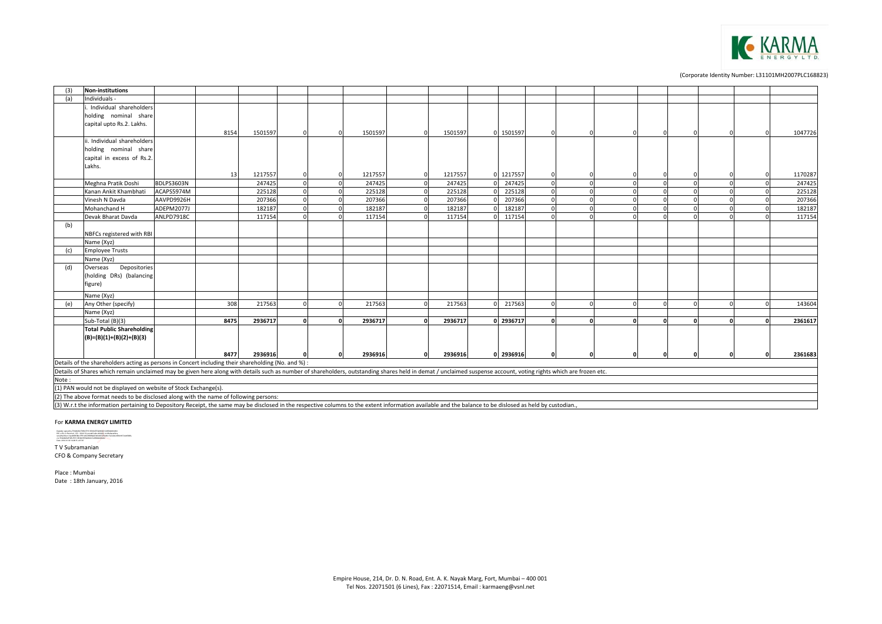KARMA ENERGY LTD.

(Corporate Identity Number: L31101MH2007PLC168823)

| (3) | Non-institutions | | | | | | | | | | | | | | | | | | |
|---|---|---|---|---|---|---|---|---|---|---|---|---|---|---|---|---|---|---|---|
| (a) | Individuals - | | | | | | | | | | | | | | | | | | |
| | i. Individual shareholders holding nominal share capital upto Rs.2. Lakhs. | | 8154 | 1501597 | 0 | 0 | 1501597 | 0 | 1501597 | 0 | 1501597 | 0 | 0 | 0 | 0 | 0 | 0 | 0 | 1047726 |
| | ii. Individual shareholders holding nominal share capital in excess of Rs.2. Lakhs. | | 13 | 1217557 | 0 | 0 | 1217557 | 0 | 1217557 | 0 | 1217557 | 0 | 0 | 0 | 0 | 0 | 0 | 0 | 1170287 |
| | Meghna Pratik Doshi | BDLPS3603N | | 247425 | 0 | 0 | 247425 | 0 | 247425 | 0 | 247425 | 0 | 0 | 0 | 0 | 0 | 0 | 0 | 247425 |
| | Kanan Ankit Khambhati | ACAPS5974M | | 225128 | 0 | 0 | 225128 | 0 | 225128 | 0 | 225128 | 0 | 0 | 0 | 0 | 0 | 0 | 0 | 225128 |
| | Vinesh N Davda | AAVPD9926H | | 207366 | 0 | 0 | 207366 | 0 | 207366 | 0 | 207366 | 0 | 0 | 0 | 0 | 0 | 0 | 0 | 207366 |
| | Mohanchand H | ADEPM2077J | | 182187 | 0 | 0 | 182187 | 0 | 182187 | 0 | 182187 | 0 | 0 | 0 | 0 | 0 | 0 | 0 | 182187 |
| | Devak Bharat Davda | ANLPD7918C | | 117154 | 0 | 0 | 117154 | 0 | 117154 | 0 | 117154 | 0 | 0 | 0 | 0 | 0 | 0 | 0 | 117154 |
| (b) | NBFCs registered with RBI | | | | | | | | | | | | | | | | | | |
| | Name (Xyz) | | | | | | | | | | | | | | | | | | |
| (c) | Employee Trusts | | | | | | | | | | | | | | | | | | |
| | Name (Xyz) | | | | | | | | | | | | | | | | | | |
| (d) | Overseas Depositories (holding DRs) (balancing figure) | | | | | | | | | | | | | | | | | | |
| | Name (Xyz) | | | | | | | | | | | | | | | | | | |
| (e) | Any Other (specify) | | 308 | 217563 | 0 | 0 | 217563 | 0 | 217563 | 0 | 217563 | 0 | 0 | 0 | 0 | 0 | 0 | 0 | 143604 |
| | Name (Xyz) | | | | | | | | | | | | | | | | | | |
| | Sub-Total (B)(3) | | **8475** | **2936717** | **0** | **0** | **2936717** | **0** | **2936717** | **0** | **2936717** | **0** | **0** | **0** | **0** | **0** | **0** | **0** | **2361617** |
| | **Total Public Shareholding (B)=(B)(1)+(B)(2)+(B)(3)** | | **8477** | **2936916** | **0** | **0** | **2936916** | **0** | **2936916** | **0** | **2936916** | **0** | **0** | **0** | **0** | **0** | **0** | **0** | **2361683** |

Details of the shareholders acting as persons in Concert including their shareholding (No. and %) :

Details of Shares which remain unclaimed may be given here along with details such as number of shareholders, outstanding shares held in demat / unclaimed suspense account, voting rights which are frozen etc.

Note :

(1) PAN would not be displayed on website of Stock Exchange(s).

(2) The above format needs to be disclosed along with the name of following persons:

(3) W.r.t the information pertaining to Depository Receipt, the same may be disclosed in the respective columns to the extent information available and the balance to be disclosed as held by custodian.,

For **KARMA ENERGY LIMITED**

T V Subramanian
CFO & Company Secretary

Place : Mumbai
Date : 18th January, 2016

Empire House, 214, Dr. D. N. Road, Ent. A. K. Nayak Marg, Fort, Mumbai – 400 001
Tel Nos. 22071501 (6 Lines), Fax : 22071514, Email : karmaeng@vsnl.net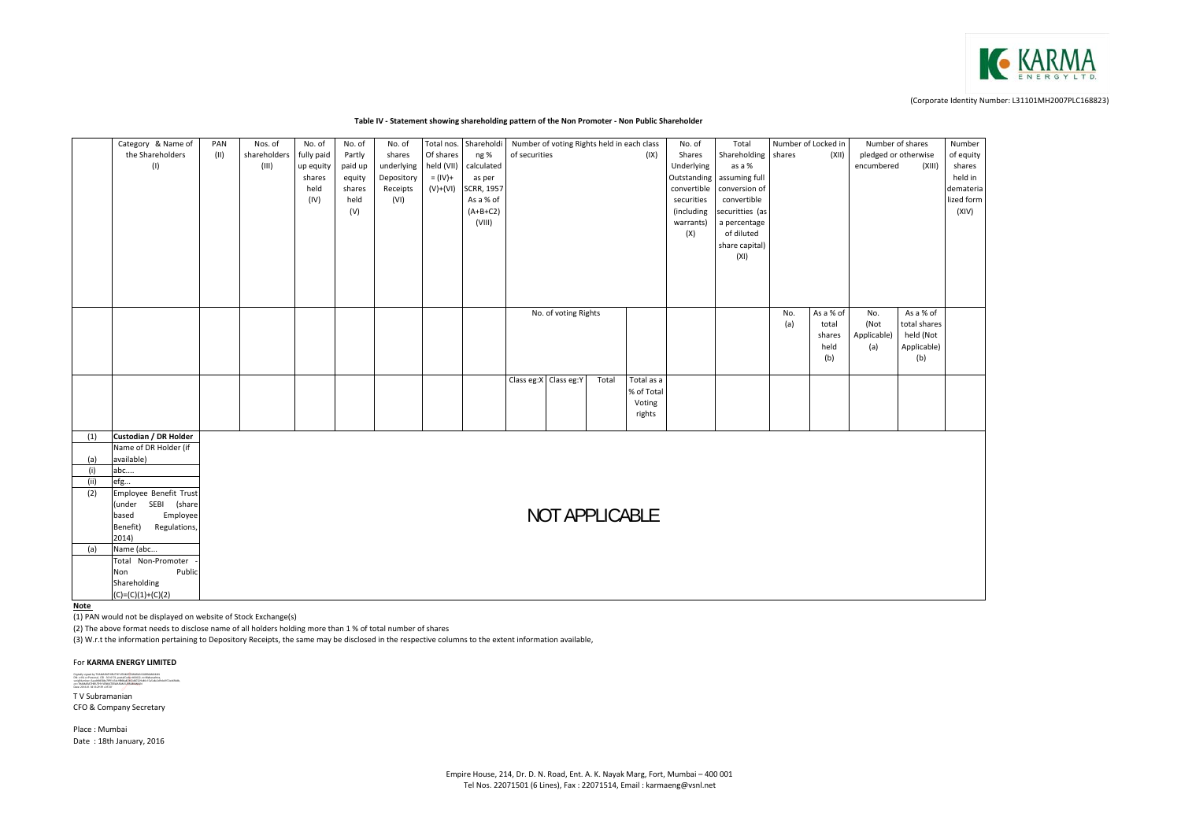(Corporate Identity Number: L31101MH2007PLC168823)

### Table IV - Statement showing shareholding pattern of the Non Promoter - Non Public Shareholder

| | Category & Name of the Shareholders (I) | PAN (II) | Nos. of shareholders (III) | No. of fully paid up equity shares held (IV) | No. of Partly paid up equity shares held (V) | No. of shares underlying Depository Receipts (VI) | Total nos. Of shares held (VII) = (IV)+(V)+(VI) | Shareholding % calculated as per SCRR, 1957 As a % of (A+B+C2) (VIII) | Number of voting Rights held in each class of securities (IX) | | | | No. of Shares Underlying Outstanding convertible securities (including warrants) (X) | Total Shareholding as a % assuming full conversion of convertible securities (as a percentage of diluted share capital) (XI) | Number of Locked in shares (XII) | | Number of shares pledged or otherwise encumbered (XIII) | | Number of equity shares held in dematerialized form (XIV) |
|---|---|---|---|---|---|---|---|---|---|---|---|---|---|---|---|---|---|---|---|
| | | | | | | | | | No. of voting Rights | | | Total as a % of Total Voting rights | | | No. (a) | As a % of total shares held (b) | No. (Not Applicable) (a) | As a % of total shares held (Not Applicable) (b) | |
| | | | | | | | | | Class eg:X | Class eg:Y | Total | | | | | | | | |
| (1) | **Custodian / DR Holder** | NOT APPLICABLE | | | | | | | | | | | | | | | | | |
| | Name of DR Holder (if available) | | | | | | | | | | | | | | | | | | |
| (i) | abc.... | | | | | | | | | | | | | | | | | | |
| (ii) | efg... | | | | | | | | | | | | | | | | | | |
| (2) | Employee Benefit Trust (under SEBI (share based Employee Benefit) Regulations, 2014) | | | | | | | | | | | | | | | | | | |
| (a) | Name (abc... | | | | | | | | | | | | | | | | | | |
| | Total Non-Promoter - Non Public Shareholding (C)=(C)(1)+(C)(2) | | | | | | | | | | | | | | | | | | |

**Note**

(1) PAN would not be displayed on website of Stock Exchange(s)

(2) The above format needs to disclose name of all holders holding more than 1 % of total number of shares

(3) W.r.t the information pertaining to Depository Receipts, the same may be disclosed in the respective columns to the extent information available,

For **KARMA ENERGY LIMITED**

T V Subramanian
CFO & Company Secretary

Place : Mumbai
Date : 18th January, 2016

Empire House, 214, Dr. D. N. Road, Ent. A. K. Nayak Marg, Fort, Mumbai – 400 001
Tel Nos. 22071501 (6 Lines), Fax : 22071514, Email : karmaeng@vsnl.net